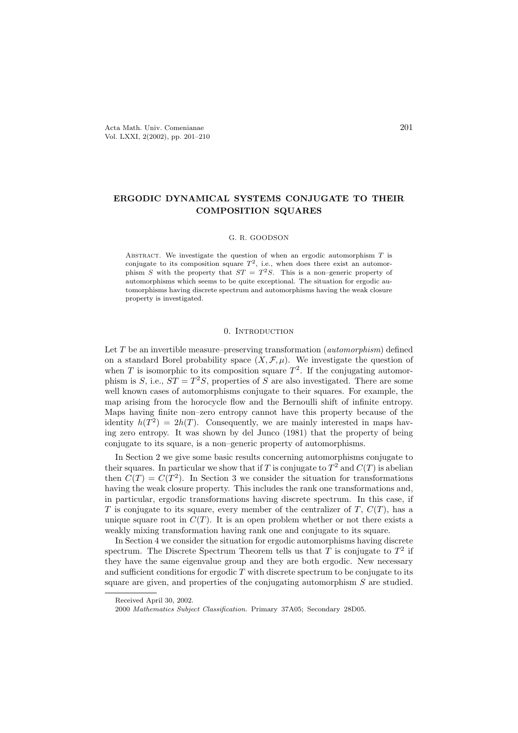# ERGODIC DYNAMICAL SYSTEMS CONJUGATE TO THEIR COMPOSITION SQUARES

G. R. GOODSON

Abstract. We investigate the question of when an ergodic automorphism $T$ is conjugate to its composition square $T^2$, i.e., when does there exist an automorphism $S$ with the property that $ST = T^2S$. This is a non–generic property of automorphisms which seems to be quite exceptional. The situation for ergodic automorphisms having discrete spectrum and automorphisms having the weak closure property is investigated.

## 0. Introduction

Let $T$ be an invertible measure–preserving transformation (*automorphism*) defined on a standard Borel probability space $(X, \mathcal{F}, \mu)$. We investigate the question of when $T$ is isomorphic to its composition square $T^2$. If the conjugating automorphism is $S$, i.e., $ST = T^2S$, properties of $S$ are also investigated. There are some well known cases of automorphisms conjugate to their squares. For example, the map arising from the horocycle flow and the Bernoulli shift of infinite entropy. Maps having finite non–zero entropy cannot have this property because of the identity $h(T^2) = 2h(T)$. Consequently, we are mainly interested in maps having zero entropy. It was shown by del Junco (1981) that the property of being conjugate to its square, is a non–generic property of automorphisms.

In Section 2 we give some basic results concerning automorphisms conjugate to their squares. In particular we show that if $T$ is conjugate to $T^2$ and $C(T)$ is abelian then $C(T) = C(T^2)$. In Section 3 we consider the situation for transformations having the weak closure property. This includes the rank one transformations and, in particular, ergodic transformations having discrete spectrum. In this case, if $T$ is conjugate to its square, every member of the centralizer of $T$, $C(T)$, has a unique square root in $C(T)$. It is an open problem whether or not there exists a weakly mixing transformation having rank one and conjugate to its square.

In Section 4 we consider the situation for ergodic automorphisms having discrete spectrum. The Discrete Spectrum Theorem tells us that $T$ is conjugate to $T^2$ if they have the same eigenvalue group and they are both ergodic. New necessary and sufficient conditions for ergodic $T$ with discrete spectrum to be conjugate to its square are given, and properties of the conjugating automorphism $S$ are studied.

Received April 30, 2002.

2000 *Mathematics Subject Classification.* Primary 37A05; Secondary 28D05.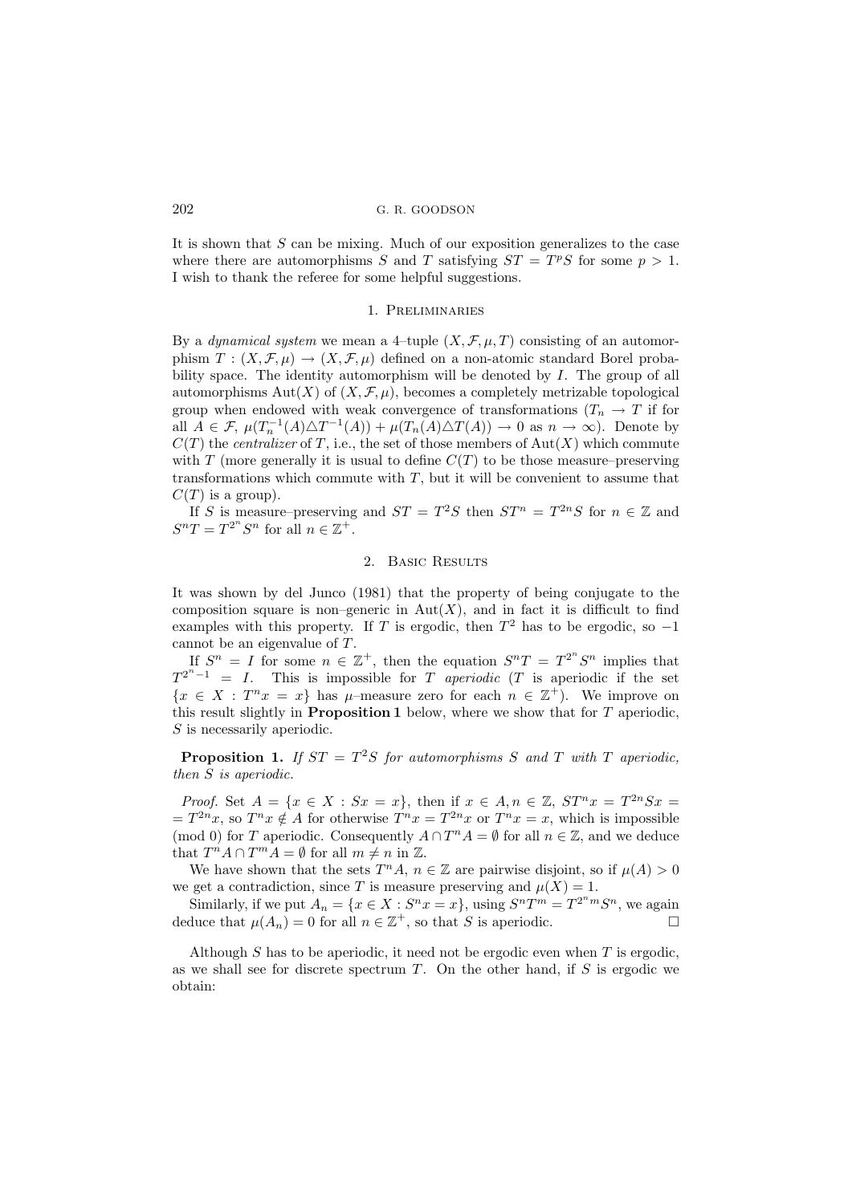It is shown that $S$ can be mixing. Much of our exposition generalizes to the case where there are automorphisms $S$ and $T$ satisfying $ST = T^pS$ for some $p > 1$. I wish to thank the referee for some helpful suggestions.

## 1. Preliminaries

By a *dynamical system* we mean a 4–tuple $(X, \mathcal{F}, \mu, T)$ consisting of an automorphism $T : (X, \mathcal{F}, \mu) \to (X, \mathcal{F}, \mu)$ defined on a non-atomic standard Borel probability space. The identity automorphism will be denoted by $I$. The group of all automorphisms $\text{Aut}(X)$ of $(X, \mathcal{F}, \mu)$, becomes a completely metrizable topological group when endowed with weak convergence of transformations ($T_n \to T$ if for all $A \in \mathcal{F}$, $\mu(T_n^{-1}(A) \triangle T^{-1}(A)) + \mu(T_n(A) \triangle T(A)) \to 0$ as $n \to \infty$). Denote by $C(T)$ the *centralizer* of $T$, i.e., the set of those members of $\text{Aut}(X)$ which commute with $T$ (more generally it is usual to define $C(T)$ to be those measure–preserving transformations which commute with $T$, but it will be convenient to assume that $C(T)$ is a group).

If $S$ is measure–preserving and $ST = T^2S$ then $ST^n = T^{2n}S$ for $n \in \mathbb{Z}$ and $S^nT = T^{2^n}S^n$ for all $n \in \mathbb{Z}^+$.

## 2. Basic Results

It was shown by del Junco (1981) that the property of being conjugate to the composition square is non–generic in $\text{Aut}(X)$, and in fact it is difficult to find examples with this property. If $T$ is ergodic, then $T^2$ has to be ergodic, so $-1$ cannot be an eigenvalue of $T$.

If $S^n = I$ for some $n \in \mathbb{Z}^+$, then the equation $S^nT = T^{2^n}S^n$ implies that $T^{2^n-1} = I$. This is impossible for $T$ *aperiodic* ($T$ is aperiodic if the set $\{x \in X : T^nx = x\}$ has $\mu$–measure zero for each $n \in \mathbb{Z}^+$). We improve on this result slightly in **Proposition 1** below, where we show that for $T$ aperiodic, $S$ is necessarily aperiodic.

**Proposition 1.** *If $ST = T^2S$ for automorphisms $S$ and $T$ with $T$ aperiodic, then $S$ is aperiodic.*

*Proof.* Set $A = \{x \in X : Sx = x\}$, then if $x \in A, n \in \mathbb{Z}$, $ST^nx = T^{2n}Sx = T^{2n}x$, so $T^nx \notin A$ for otherwise $T^nx = T^{2n}x$ or $T^nx = x$, which is impossible (mod 0) for $T$ aperiodic. Consequently $A \cap T^nA = \emptyset$ for all $n \in \mathbb{Z}$, and we deduce that $T^nA \cap T^mA = \emptyset$ for all $m \neq n$ in $\mathbb{Z}$.

We have shown that the sets $T^nA$, $n \in \mathbb{Z}$ are pairwise disjoint, so if $\mu(A) > 0$ we get a contradiction, since $T$ is measure preserving and $\mu(X) = 1$.

Similarly, if we put $A_n = \{x \in X : S^nx = x\}$, using $S^nT^m = T^{2^nm}S^n$, we again deduce that $\mu(A_n) = 0$ for all $n \in \mathbb{Z}^+$, so that $S$ is aperiodic. □

Although $S$ has to be aperiodic, it need not be ergodic even when $T$ is ergodic, as we shall see for discrete spectrum $T$. On the other hand, if $S$ is ergodic we obtain: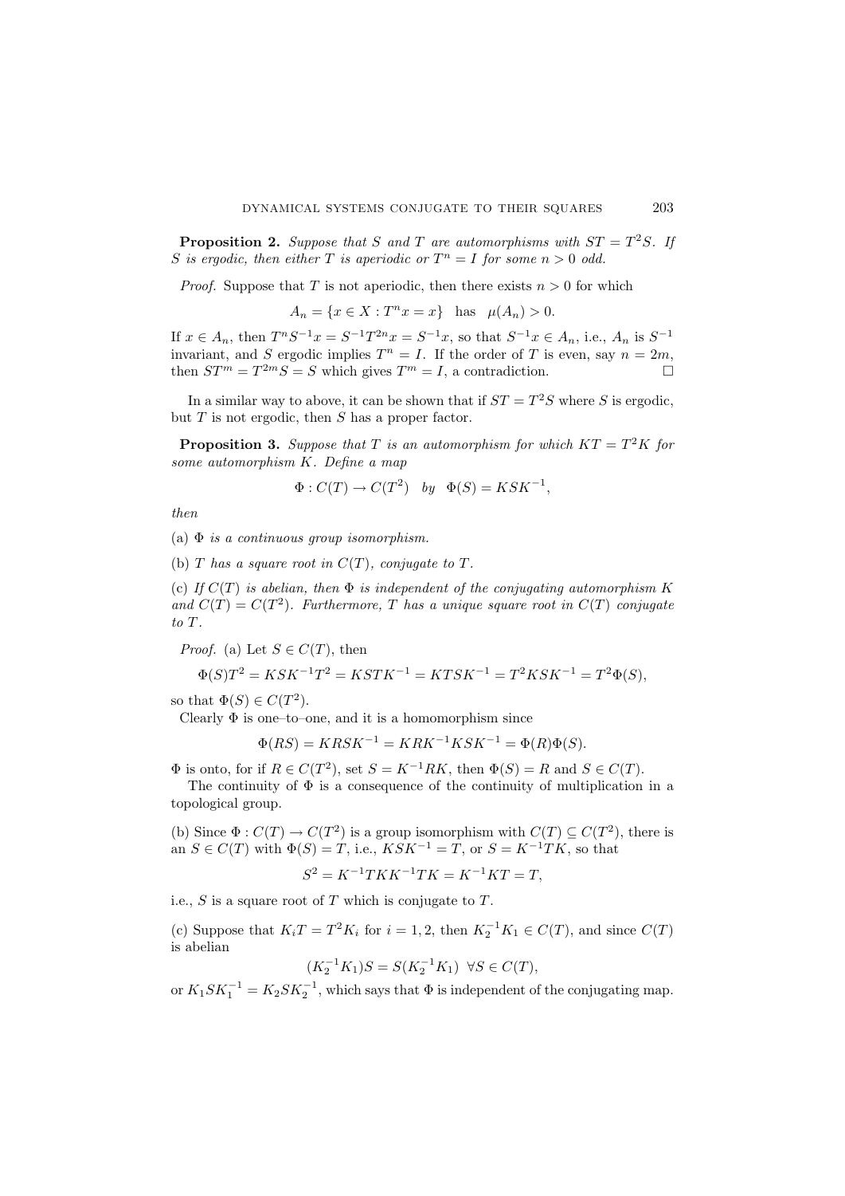**Proposition 2.** *Suppose that $S$ and $T$ are automorphisms with $ST = T^2S$. If $S$ is ergodic, then either $T$ is aperiodic or $T^n = I$ for some $n > 0$ odd.*

*Proof.* Suppose that $T$ is not aperiodic, then there exists $n > 0$ for which

$$A_n = \{x \in X : T^n x = x\} \quad \text{has} \quad \mu(A_n) > 0.$$

If $x \in A_n$, then $T^n S^{-1}x = S^{-1}T^{2n}x = S^{-1}x$, so that $S^{-1}x \in A_n$, i.e., $A_n$ is $S^{-1}$ invariant, and $S$ ergodic implies $T^n = I$. If the order of $T$ is even, say $n = 2m$, then $ST^m = T^{2m}S = S$ which gives $T^m = I$, a contradiction. $\square$

In a similar way to above, it can be shown that if $ST = T^2S$ where $S$ is ergodic, but $T$ is not ergodic, then $S$ has a proper factor.

**Proposition 3.** *Suppose that $T$ is an automorphism for which $KT = T^2K$ for some automorphism $K$. Define a map*

$$\Phi : C(T) \to C(T^2) \quad by \quad \Phi(S) = KSK^{-1},$$

*then*

(a) *$\Phi$ is a continuous group isomorphism.*

(b) *$T$ has a square root in $C(T)$, conjugate to $T$.*

(c) *If $C(T)$ is abelian, then $\Phi$ is independent of the conjugating automorphism $K$ and $C(T) = C(T^2)$. Furthermore, $T$ has a unique square root in $C(T)$ conjugate to $T$.*

*Proof.* (a) Let $S \in C(T)$, then

$$\Phi(S)T^2 = KSK^{-1}T^2 = KSTK^{-1} = KTSK^{-1} = T^2KSK^{-1} = T^2\Phi(S),$$

so that $\Phi(S) \in C(T^2)$.

Clearly $\Phi$ is one–to–one, and it is a homomorphism since

$$\Phi(RS) = KRSK^{-1} = KRK^{-1}KSK^{-1} = \Phi(R)\Phi(S).$$

$\Phi$ is onto, for if $R \in C(T^2)$, set $S = K^{-1}RK$, then $\Phi(S) = R$ and $S \in C(T)$.

The continuity of $\Phi$ is a consequence of the continuity of multiplication in a topological group.

(b) Since $\Phi : C(T) \to C(T^2)$ is a group isomorphism with $C(T) \subseteq C(T^2)$, there is an $S \in C(T)$ with $\Phi(S) = T$, i.e., $KSK^{-1} = T$, or $S = K^{-1}TK$, so that

$$S^2 = K^{-1}TKK^{-1}TK = K^{-1}KT = T,$$

i.e., $S$ is a square root of $T$ which is conjugate to $T$.

(c) Suppose that $K_iT = T^2K_i$ for $i = 1, 2$, then $K_2^{-1}K_1 \in C(T)$, and since $C(T)$ is abelian

$$(K_2^{-1}K_1)S = S(K_2^{-1}K_1) \;\; \forall S \in C(T),$$

or $K_1SK_1^{-1} = K_2SK_2^{-1}$, which says that $\Phi$ is independent of the conjugating map.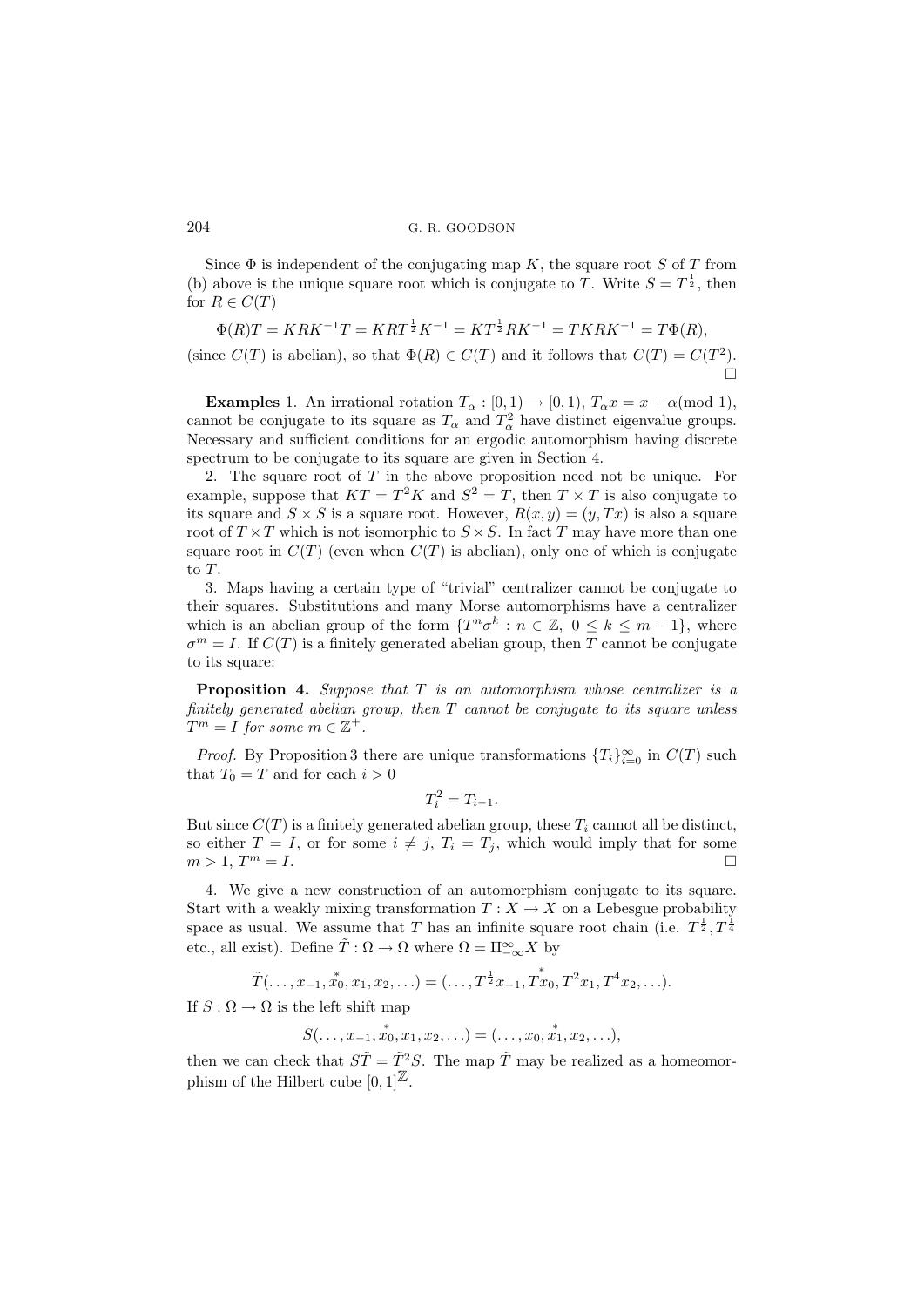Since $\Phi$ is independent of the conjugating map $K$, the square root $S$ of $T$ from (b) above is the unique square root which is conjugate to $T$. Write $S = T^{\frac{1}{2}}$, then for $R \in C(T)$

$$\Phi(R)T = KRK^{-1}T = KRT^{\frac{1}{2}}K^{-1} = KT^{\frac{1}{2}}RK^{-1} = TKRK^{-1} = T\Phi(R),$$

(since $C(T)$ is abelian), so that $\Phi(R) \in C(T)$ and it follows that $C(T) = C(T^2)$. $\square$

**Examples** 1. An irrational rotation $T_\alpha : [0,1) \to [0,1)$, $T_\alpha x = x + \alpha (\text{mod } 1)$, cannot be conjugate to its square as $T_\alpha$ and $T_\alpha^2$ have distinct eigenvalue groups. Necessary and sufficient conditions for an ergodic automorphism having discrete spectrum to be conjugate to its square are given in Section 4.

2. The square root of $T$ in the above proposition need not be unique. For example, suppose that $KT = T^2K$ and $S^2 = T$, then $T \times T$ is also conjugate to its square and $S \times S$ is a square root. However, $R(x,y) = (y, Tx)$ is also a square root of $T \times T$ which is not isomorphic to $S \times S$. In fact $T$ may have more than one square root in $C(T)$ (even when $C(T)$ is abelian), only one of which is conjugate to $T$.

3. Maps having a certain type of "trivial" centralizer cannot be conjugate to their squares. Substitutions and many Morse automorphisms have a centralizer which is an abelian group of the form $\{T^n\sigma^k : n \in \mathbb{Z},\ 0 \le k \le m-1\}$, where $\sigma^m = I$. If $C(T)$ is a finitely generated abelian group, then $T$ cannot be conjugate to its square:

**Proposition 4.** *Suppose that $T$ is an automorphism whose centralizer is a finitely generated abelian group, then $T$ cannot be conjugate to its square unless $T^m = I$ for some $m \in \mathbb{Z}^+$.*

*Proof.* By Proposition 3 there are unique transformations $\{T_i\}_{i=0}^{\infty}$ in $C(T)$ such that $T_0 = T$ and for each $i > 0$

$$T_i^2 = T_{i-1}.$$

But since $C(T)$ is a finitely generated abelian group, these $T_i$ cannot all be distinct, so either $T = I$, or for some $i \ne j$, $T_i = T_j$, which would imply that for some $m > 1$, $T^m = I$. $\square$

4. We give a new construction of an automorphism conjugate to its square. Start with a weakly mixing transformation $T : X \to X$ on a Lebesgue probability space as usual. We assume that $T$ has an infinite square root chain (i.e. $T^{\frac{1}{2}}, T^{\frac{1}{4}}$ etc., all exist). Define $\tilde{T} : \Omega \to \Omega$ where $\Omega = \Pi_{-\infty}^{\infty} X$ by

$$\tilde{T}(\ldots, x_{-1}, \overset{*}{x_0}, x_1, x_2, \ldots) = (\ldots, T^{\frac{1}{2}}x_{-1}, \overset{*}{Tx_0}, T^2x_1, T^4x_2, \ldots).$$

If $S : \Omega \to \Omega$ is the left shift map

$$S(\ldots, x_{-1}, \overset{*}{x_0}, x_1, x_2, \ldots) = (\ldots, x_0, \overset{*}{x_1}, x_2, \ldots),$$

then we can check that $S\tilde{T} = \tilde{T}^2S$. The map $\tilde{T}$ may be realized as a homeomorphism of the Hilbert cube $[0,1]^{\mathbb{Z}}$.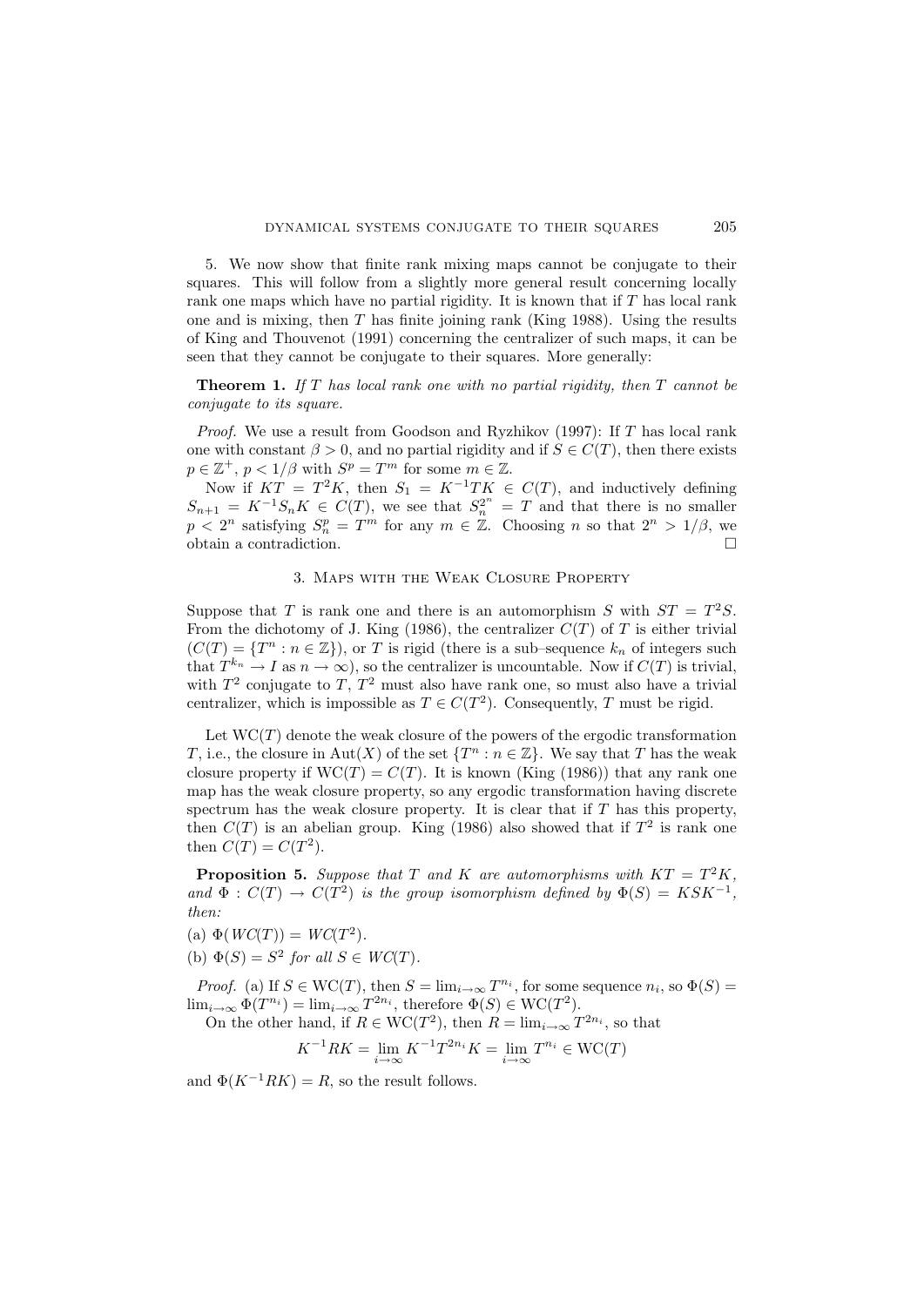5. We now show that finite rank mixing maps cannot be conjugate to their squares. This will follow from a slightly more general result concerning locally rank one maps which have no partial rigidity. It is known that if $T$ has local rank one and is mixing, then $T$ has finite joining rank (King 1988). Using the results of King and Thouvenot (1991) concerning the centralizer of such maps, it can be seen that they cannot be conjugate to their squares. More generally:

**Theorem 1.** *If $T$ has local rank one with no partial rigidity, then $T$ cannot be conjugate to its square.*

*Proof.* We use a result from Goodson and Ryzhikov (1997): If $T$ has local rank one with constant $\beta > 0$, and no partial rigidity and if $S \in C(T)$, then there exists $p \in \mathbb{Z}^+$, $p < 1/\beta$ with $S^p = T^m$ for some $m \in \mathbb{Z}$.

Now if $KT = T^2K$, then $S_1 = K^{-1}TK \in C(T)$, and inductively defining $S_{n+1} = K^{-1}S_nK \in C(T)$, we see that $S_n^{2^n} = T$ and that there is no smaller $p < 2^n$ satisfying $S_n^p = T^m$ for any $m \in \mathbb{Z}$. Choosing $n$ so that $2^n > 1/\beta$, we obtain a contradiction. □

## 3. Maps with the Weak Closure Property

Suppose that $T$ is rank one and there is an automorphism $S$ with $ST = T^2S$. From the dichotomy of J. King (1986), the centralizer $C(T)$ of $T$ is either trivial ($C(T) = \{T^n : n \in \mathbb{Z}\}$), or $T$ is rigid (there is a sub–sequence $k_n$ of integers such that $T^{k_n} \to I$ as $n \to \infty$), so the centralizer is uncountable. Now if $C(T)$ is trivial, with $T^2$ conjugate to $T$, $T^2$ must also have rank one, so must also have a trivial centralizer, which is impossible as $T \in C(T^2)$. Consequently, $T$ must be rigid.

Let $\mathrm{WC}(T)$ denote the weak closure of the powers of the ergodic transformation $T$, i.e., the closure in $\mathrm{Aut}(X)$ of the set $\{T^n : n \in \mathbb{Z}\}$. We say that $T$ has the weak closure property if $\mathrm{WC}(T) = C(T)$. It is known (King (1986)) that any rank one map has the weak closure property, so any ergodic transformation having discrete spectrum has the weak closure property. It is clear that if $T$ has this property, then $C(T)$ is an abelian group. King (1986) also showed that if $T^2$ is rank one then $C(T) = C(T^2)$.

**Proposition 5.** *Suppose that $T$ and $K$ are automorphisms with $KT = T^2K$, and $\Phi : C(T) \to C(T^2)$ is the group isomorphism defined by $\Phi(S) = KSK^{-1}$, then:*

(a) $\Phi(\mathit{WC}(T)) = \mathit{WC}(T^2)$.

(b) $\Phi(S) = S^2$ *for all* $S \in \mathit{WC}(T)$.

*Proof.* (a) If $S \in \mathrm{WC}(T)$, then $S = \lim_{i\to\infty} T^{n_i}$, for some sequence $n_i$, so $\Phi(S) = \lim_{i\to\infty} \Phi(T^{n_i}) = \lim_{i\to\infty} T^{2n_i}$, therefore $\Phi(S) \in \mathrm{WC}(T^2)$.

On the other hand, if $R \in \mathrm{WC}(T^2)$, then $R = \lim_{i\to\infty} T^{2n_i}$, so that

$$K^{-1}RK = \lim_{i\to\infty} K^{-1}T^{2n_i}K = \lim_{i\to\infty} T^{n_i} \in \mathrm{WC}(T)$$

and $\Phi(K^{-1}RK) = R$, so the result follows.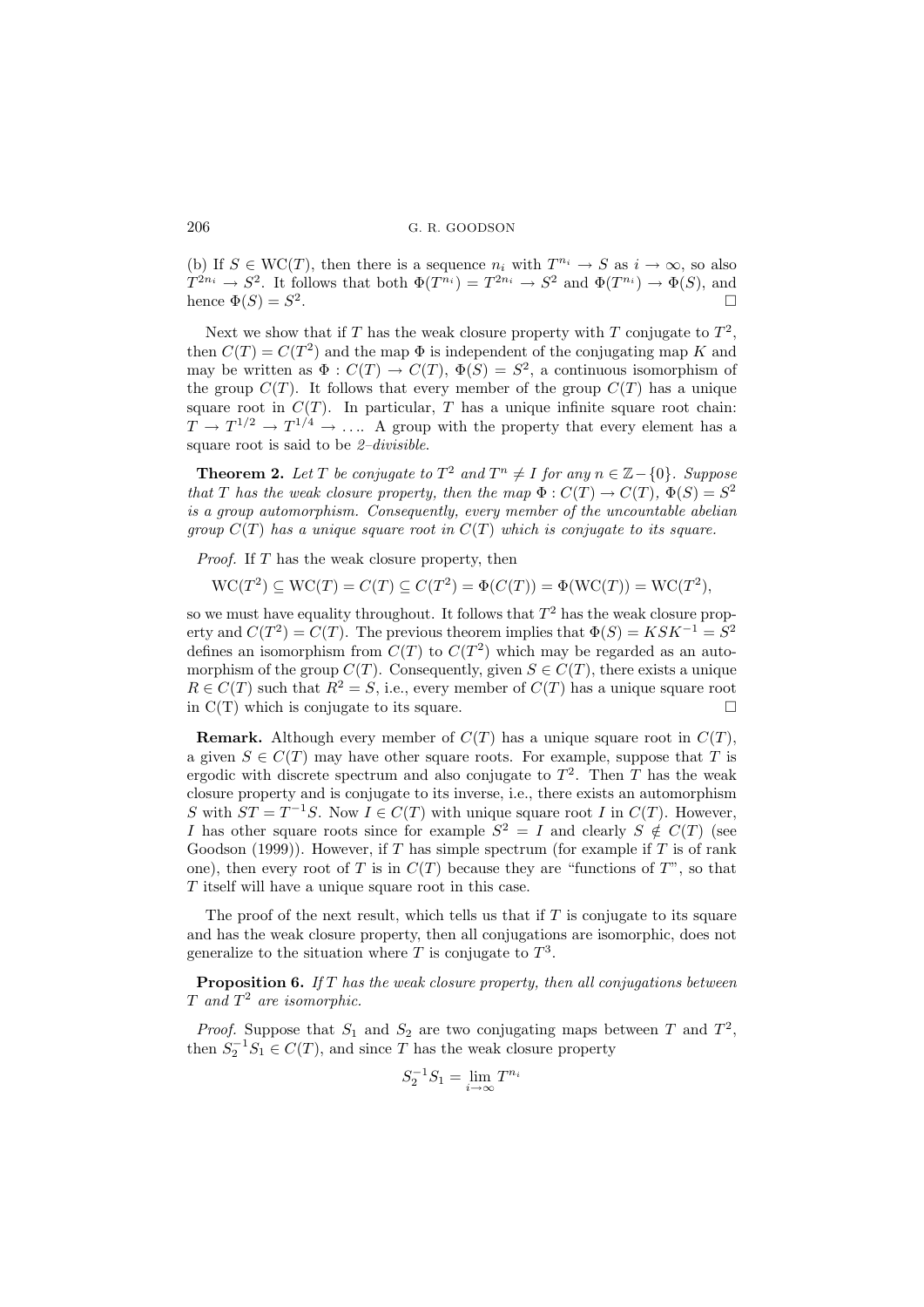(b) If $S \in \mathrm{WC}(T)$, then there is a sequence $n_i$ with $T^{n_i} \to S$ as $i \to \infty$, so also $T^{2n_i} \to S^2$. It follows that both $\Phi(T^{n_i}) = T^{2n_i} \to S^2$ and $\Phi(T^{n_i}) \to \Phi(S)$, and hence $\Phi(S) = S^2$. □

Next we show that if $T$ has the weak closure property with $T$ conjugate to $T^2$, then $C(T) = C(T^2)$ and the map $\Phi$ is independent of the conjugating map $K$ and may be written as $\Phi : C(T) \to C(T)$, $\Phi(S) = S^2$, a continuous isomorphism of the group $C(T)$. It follows that every member of the group $C(T)$ has a unique square root in $C(T)$. In particular, $T$ has a unique infinite square root chain: $T \to T^{1/2} \to T^{1/4} \to \ldots$. A group with the property that every element has a square root is said to be *2–divisible*.

**Theorem 2.** *Let $T$ be conjugate to $T^2$ and $T^n \neq I$ for any $n \in \mathbb{Z} - \{0\}$. Suppose that $T$ has the weak closure property, then the map $\Phi : C(T) \to C(T)$, $\Phi(S) = S^2$ is a group automorphism. Consequently, every member of the uncountable abelian group $C(T)$ has a unique square root in $C(T)$ which is conjugate to its square.*

*Proof.* If $T$ has the weak closure property, then

$$\mathrm{WC}(T^2) \subseteq \mathrm{WC}(T) = C(T) \subseteq C(T^2) = \Phi(C(T)) = \Phi(\mathrm{WC}(T)) = \mathrm{WC}(T^2),$$

so we must have equality throughout. It follows that $T^2$ has the weak closure property and $C(T^2) = C(T)$. The previous theorem implies that $\Phi(S) = KSK^{-1} = S^2$ defines an isomorphism from $C(T)$ to $C(T^2)$ which may be regarded as an automorphism of the group $C(T)$. Consequently, given $S \in C(T)$, there exists a unique $R \in C(T)$ such that $R^2 = S$, i.e., every member of $C(T)$ has a unique square root in C(T) which is conjugate to its square. □

**Remark.** Although every member of $C(T)$ has a unique square root in $C(T)$, a given $S \in C(T)$ may have other square roots. For example, suppose that $T$ is ergodic with discrete spectrum and also conjugate to $T^2$. Then $T$ has the weak closure property and is conjugate to its inverse, i.e., there exists an automorphism $S$ with $ST = T^{-1}S$. Now $I \in C(T)$ with unique square root $I$ in $C(T)$. However, $I$ has other square roots since for example $S^2 = I$ and clearly $S \notin C(T)$ (see Goodson (1999)). However, if $T$ has simple spectrum (for example if $T$ is of rank one), then every root of $T$ is in $C(T)$ because they are "functions of $T$", so that $T$ itself will have a unique square root in this case.

The proof of the next result, which tells us that if $T$ is conjugate to its square and has the weak closure property, then all conjugations are isomorphic, does not generalize to the situation where $T$ is conjugate to $T^3$.

**Proposition 6.** *If $T$ has the weak closure property, then all conjugations between $T$ and $T^2$ are isomorphic.*

*Proof.* Suppose that $S_1$ and $S_2$ are two conjugating maps between $T$ and $T^2$, then $S_2^{-1}S_1 \in C(T)$, and since $T$ has the weak closure property

$$S_2^{-1}S_1 = \lim_{i\to\infty} T^{n_i}$$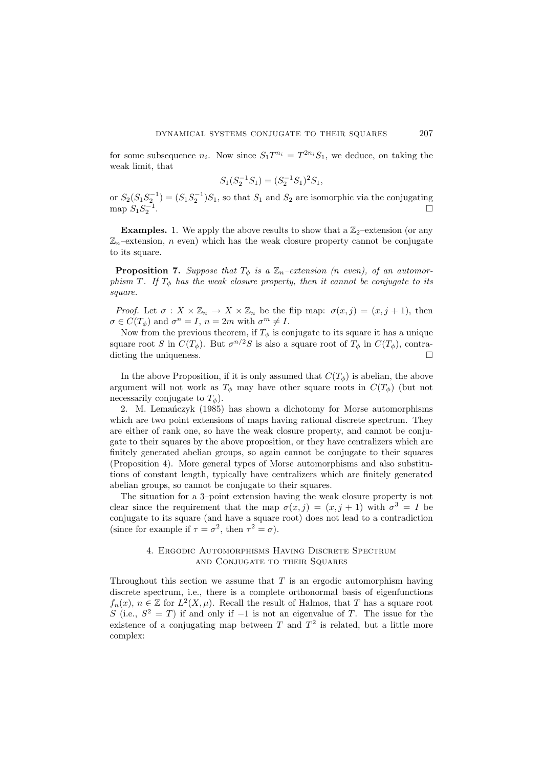for some subsequence $n_i$. Now since $S_1 T^{n_i} = T^{2n_i} S_1$, we deduce, on taking the weak limit, that

$$S_1(S_2^{-1}S_1) = (S_2^{-1}S_1)^2 S_1,$$

or $S_2(S_1S_2^{-1}) = (S_1S_2^{-1})S_1$, so that $S_1$ and $S_2$ are isomorphic via the conjugating map $S_1S_2^{-1}$. □

**Examples.** 1. We apply the above results to show that a $\mathbb{Z}_2$–extension (or any $\mathbb{Z}_n$–extension, $n$ even) which has the weak closure property cannot be conjugate to its square.

**Proposition 7.** *Suppose that $T_\phi$ is a $\mathbb{Z}_n$–extension (n even), of an automorphism $T$. If $T_\phi$ has the weak closure property, then it cannot be conjugate to its square.*

*Proof.* Let $\sigma : X \times \mathbb{Z}_n \to X \times \mathbb{Z}_n$ be the flip map: $\sigma(x, j) = (x, j + 1)$, then $\sigma \in C(T_\phi)$ and $\sigma^n = I$, $n = 2m$ with $\sigma^m \neq I$.

Now from the previous theorem, if $T_\phi$ is conjugate to its square it has a unique square root $S$ in $C(T_\phi)$. But $\sigma^{n/2}S$ is also a square root of $T_\phi$ in $C(T_\phi)$, contradicting the uniqueness. □

In the above Proposition, if it is only assumed that $C(T_\phi)$ is abelian, the above argument will not work as $T_\phi$ may have other square roots in $C(T_\phi)$ (but not necessarily conjugate to $T_\phi$).

2. M. Lemańczyk (1985) has shown a dichotomy for Morse automorphisms which are two point extensions of maps having rational discrete spectrum. They are either of rank one, so have the weak closure property, and cannot be conjugate to their squares by the above proposition, or they have centralizers which are finitely generated abelian groups, so again cannot be conjugate to their squares (Proposition 4). More general types of Morse automorphisms and also substitutions of constant length, typically have centralizers which are finitely generated abelian groups, so cannot be conjugate to their squares.

The situation for a 3–point extension having the weak closure property is not clear since the requirement that the map $\sigma(x, j) = (x, j + 1)$ with $\sigma^3 = I$ be conjugate to its square (and have a square root) does not lead to a contradiction (since for example if $\tau = \sigma^2$, then $\tau^2 = \sigma$).

## 4. Ergodic Automorphisms Having Discrete Spectrum and Conjugate to their Squares

Throughout this section we assume that $T$ is an ergodic automorphism having discrete spectrum, i.e., there is a complete orthonormal basis of eigenfunctions $f_n(x)$, $n \in \mathbb{Z}$ for $L^2(X, \mu)$. Recall the result of Halmos, that $T$ has a square root $S$ (i.e., $S^2 = T$) if and only if $-1$ is not an eigenvalue of $T$. The issue for the existence of a conjugating map between $T$ and $T^2$ is related, but a little more complex: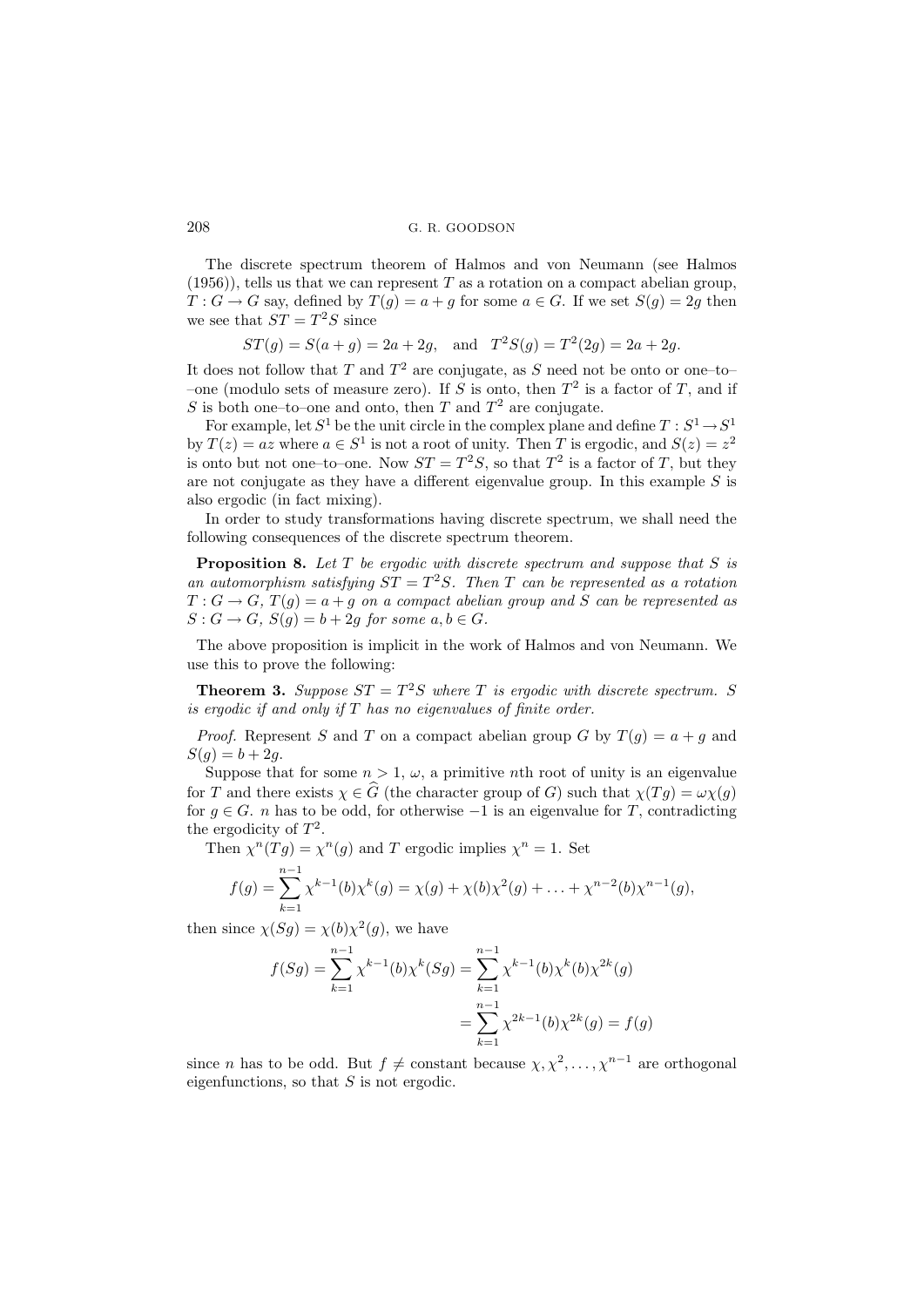The discrete spectrum theorem of Halmos and von Neumann (see Halmos (1956)), tells us that we can represent $T$ as a rotation on a compact abelian group, $T : G \to G$ say, defined by $T(g) = a + g$ for some $a \in G$. If we set $S(g) = 2g$ then we see that $ST = T^2 S$ since

$$ST(g) = S(a + g) = 2a + 2g, \quad \text{and} \quad T^2 S(g) = T^2(2g) = 2a + 2g.$$

It does not follow that $T$ and $T^2$ are conjugate, as $S$ need not be onto or one–to––one (modulo sets of measure zero). If $S$ is onto, then $T^2$ is a factor of $T$, and if $S$ is both one–to–one and onto, then $T$ and $T^2$ are conjugate.

For example, let $S^1$ be the unit circle in the complex plane and define $T : S^1 \to S^1$ by $T(z) = az$ where $a \in S^1$ is not a root of unity. Then $T$ is ergodic, and $S(z) = z^2$ is onto but not one–to–one. Now $ST = T^2 S$, so that $T^2$ is a factor of $T$, but they are not conjugate as they have a different eigenvalue group. In this example $S$ is also ergodic (in fact mixing).

In order to study transformations having discrete spectrum, we shall need the following consequences of the discrete spectrum theorem.

**Proposition 8.** *Let $T$ be ergodic with discrete spectrum and suppose that $S$ is an automorphism satisfying $ST = T^2 S$. Then $T$ can be represented as a rotation $T : G \to G$, $T(g) = a + g$ on a compact abelian group and $S$ can be represented as $S : G \to G$, $S(g) = b + 2g$ for some $a, b \in G$.*

The above proposition is implicit in the work of Halmos and von Neumann. We use this to prove the following:

**Theorem 3.** *Suppose $ST = T^2 S$ where $T$ is ergodic with discrete spectrum. $S$ is ergodic if and only if $T$ has no eigenvalues of finite order.*

*Proof.* Represent $S$ and $T$ on a compact abelian group $G$ by $T(g) = a + g$ and $S(g) = b + 2g$.

Suppose that for some $n > 1$, $\omega$, a primitive $n$th root of unity is an eigenvalue for $T$ and there exists $\chi \in \widehat{G}$ (the character group of $G$) such that $\chi(Tg) = \omega \chi(g)$ for $g \in G$. $n$ has to be odd, for otherwise $-1$ is an eigenvalue for $T$, contradicting the ergodicity of $T^2$.

Then $\chi^n(Tg) = \chi^n(g)$ and $T$ ergodic implies $\chi^n = 1$. Set

$$f(g) = \sum_{k=1}^{n-1} \chi^{k-1}(b)\chi^k(g) = \chi(g) + \chi(b)\chi^2(g) + \ldots + \chi^{n-2}(b)\chi^{n-1}(g),$$

then since $\chi(Sg) = \chi(b)\chi^2(g)$, we have

$$\begin{aligned} f(Sg) = \sum_{k=1}^{n-1} \chi^{k-1}(b)\chi^k(Sg) &= \sum_{k=1}^{n-1} \chi^{k-1}(b)\chi^k(b)\chi^{2k}(g) \\ &= \sum_{k=1}^{n-1} \chi^{2k-1}(b)\chi^{2k}(g) = f(g) \end{aligned}$$

since $n$ has to be odd. But $f \neq$ constant because $\chi, \chi^2, \ldots, \chi^{n-1}$ are orthogonal eigenfunctions, so that $S$ is not ergodic.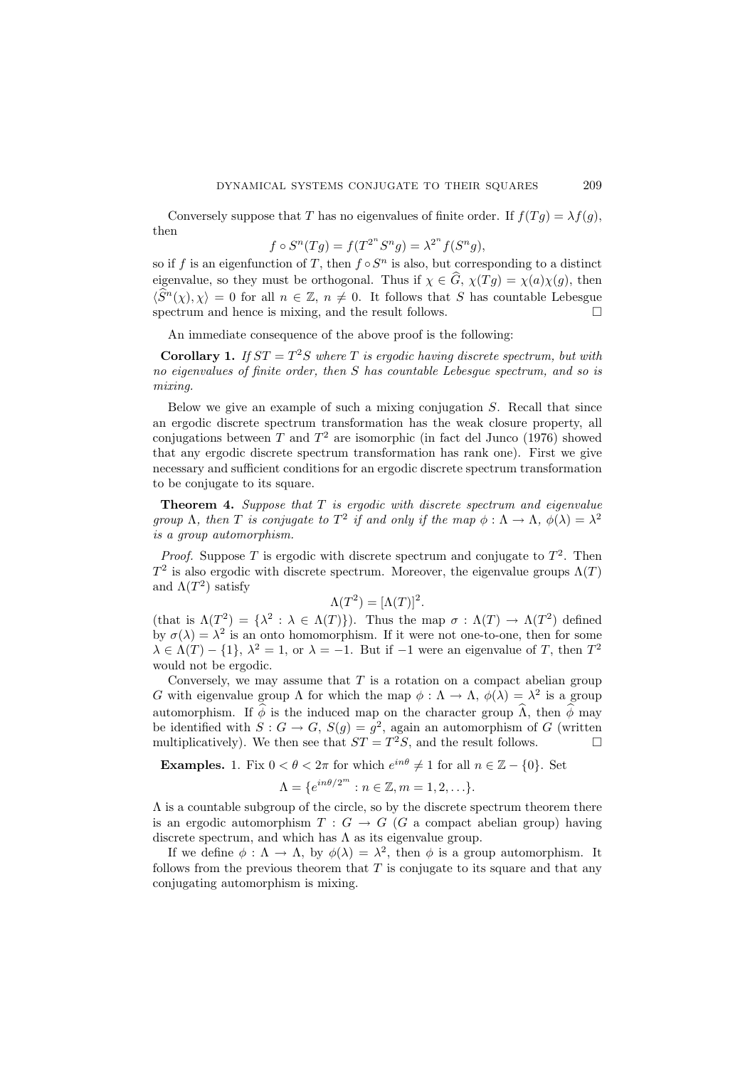Conversely suppose that $T$ has no eigenvalues of finite order. If $f(Tg) = \lambda f(g)$, then

$$f \circ S^n(Tg) = f(T^{2^n} S^n g) = \lambda^{2^n} f(S^n g),$$

so if $f$ is an eigenfunction of $T$, then $f \circ S^n$ is also, but corresponding to a distinct eigenvalue, so they must be orthogonal. Thus if $\chi \in \widehat{G}$, $\chi(Tg) = \chi(a)\chi(g)$, then $\langle \widehat{S}^n(\chi), \chi \rangle = 0$ for all $n \in \mathbb{Z}$, $n \neq 0$. It follows that $S$ has countable Lebesgue spectrum and hence is mixing, and the result follows. $\square$

An immediate consequence of the above proof is the following:

**Corollary 1.** *If $ST = T^2 S$ where $T$ is ergodic having discrete spectrum, but with no eigenvalues of finite order, then $S$ has countable Lebesgue spectrum, and so is mixing.*

Below we give an example of such a mixing conjugation $S$. Recall that since an ergodic discrete spectrum transformation has the weak closure property, all conjugations between $T$ and $T^2$ are isomorphic (in fact del Junco (1976) showed that any ergodic discrete spectrum transformation has rank one). First we give necessary and sufficient conditions for an ergodic discrete spectrum transformation to be conjugate to its square.

**Theorem 4.** *Suppose that $T$ is ergodic with discrete spectrum and eigenvalue group $\Lambda$, then $T$ is conjugate to $T^2$ if and only if the map $\phi : \Lambda \to \Lambda$, $\phi(\lambda) = \lambda^2$ is a group automorphism.*

*Proof.* Suppose $T$ is ergodic with discrete spectrum and conjugate to $T^2$. Then $T^2$ is also ergodic with discrete spectrum. Moreover, the eigenvalue groups $\Lambda(T)$ and $\Lambda(T^2)$ satisfy

$$\Lambda(T^2) = [\Lambda(T)]^2.$$

(that is $\Lambda(T^2) = \{\lambda^2 : \lambda \in \Lambda(T)\}$). Thus the map $\sigma : \Lambda(T) \to \Lambda(T^2)$ defined by $\sigma(\lambda) = \lambda^2$ is an onto homomorphism. If it were not one-to-one, then for some $\lambda \in \Lambda(T) - \{1\}$, $\lambda^2 = 1$, or $\lambda = -1$. But if $-1$ were an eigenvalue of $T$, then $T^2$ would not be ergodic.

Conversely, we may assume that $T$ is a rotation on a compact abelian group $G$ with eigenvalue group $\Lambda$ for which the map $\phi : \Lambda \to \Lambda$, $\phi(\lambda) = \lambda^2$ is a group automorphism. If $\widehat{\phi}$ is the induced map on the character group $\widehat{\Lambda}$, then $\widehat{\phi}$ may be identified with $S : G \to G$, $S(g) = g^2$, again an automorphism of $G$ (written multiplicatively). We then see that $ST = T^2 S$, and the result follows. $\square$

**Examples.** 1. Fix $0 < \theta < 2\pi$ for which $e^{in\theta} \neq 1$ for all $n \in \mathbb{Z} - \{0\}$. Set

$$\Lambda = \{e^{in\theta/2^m} : n \in \mathbb{Z}, m = 1, 2, \ldots\}.$$

$\Lambda$ is a countable subgroup of the circle, so by the discrete spectrum theorem there is an ergodic automorphism $T : G \to G$ ($G$ a compact abelian group) having discrete spectrum, and which has $\Lambda$ as its eigenvalue group.

If we define $\phi : \Lambda \to \Lambda$, by $\phi(\lambda) = \lambda^2$, then $\phi$ is a group automorphism. It follows from the previous theorem that $T$ is conjugate to its square and that any conjugating automorphism is mixing.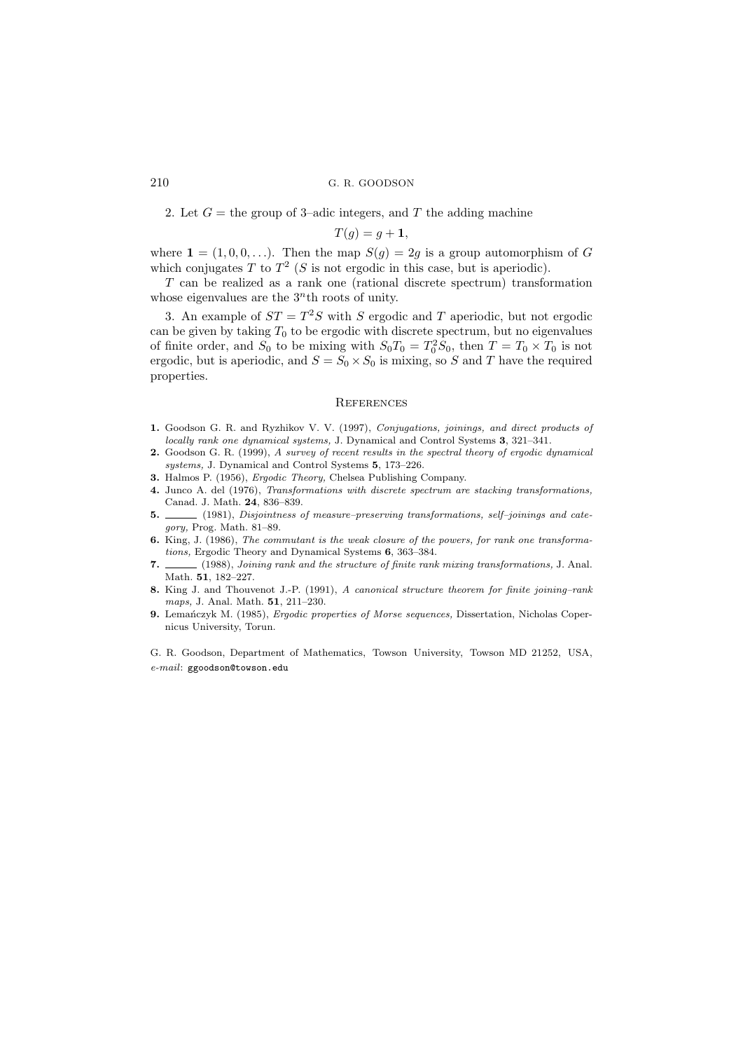2. Let $G =$ the group of 3–adic integers, and $T$ the adding machine

$$T(g) = g + \mathbf{1},$$

where $\mathbf{1} = (1, 0, 0, \ldots)$. Then the map $S(g) = 2g$ is a group automorphism of $G$ which conjugates $T$ to $T^2$ ($S$ is not ergodic in this case, but is aperiodic).

$T$ can be realized as a rank one (rational discrete spectrum) transformation whose eigenvalues are the $3^n$th roots of unity.

3. An example of $ST = T^2S$ with $S$ ergodic and $T$ aperiodic, but not ergodic can be given by taking $T_0$ to be ergodic with discrete spectrum, but no eigenvalues of finite order, and $S_0$ to be mixing with $S_0T_0 = T_0^2S_0$, then $T = T_0 \times T_0$ is not ergodic, but is aperiodic, and $S = S_0 \times S_0$ is mixing, so $S$ and $T$ have the required properties.

## References

1. Goodson G. R. and Ryzhikov V. V. (1997), *Conjugations, joinings, and direct products of locally rank one dynamical systems,* J. Dynamical and Control Systems **3**, 321–341.
2. Goodson G. R. (1999), *A survey of recent results in the spectral theory of ergodic dynamical systems,* J. Dynamical and Control Systems **5**, 173–226.
3. Halmos P. (1956), *Ergodic Theory,* Chelsea Publishing Company.
4. Junco A. del (1976), *Transformations with discrete spectrum are stacking transformations,* Canad. J. Math. **24**, 836–839.
5. ______ (1981), *Disjointness of measure–preserving transformations, self–joinings and category,* Prog. Math. 81–89.
6. King, J. (1986), *The commutant is the weak closure of the powers, for rank one transformations,* Ergodic Theory and Dynamical Systems **6**, 363–384.
7. ______ (1988), *Joining rank and the structure of finite rank mixing transformations,* J. Anal. Math. **51**, 182–227.
8. King J. and Thouvenot J.-P. (1991), *A canonical structure theorem for finite joining–rank maps,* J. Anal. Math. **51**, 211–230.
9. Lemańczyk M. (1985), *Ergodic properties of Morse sequences,* Dissertation, Nicholas Copernicus University, Torun.

G. R. Goodson, Department of Mathematics, Towson University, Towson MD 21252, USA, *e-mail*: ggoodson@towson.edu